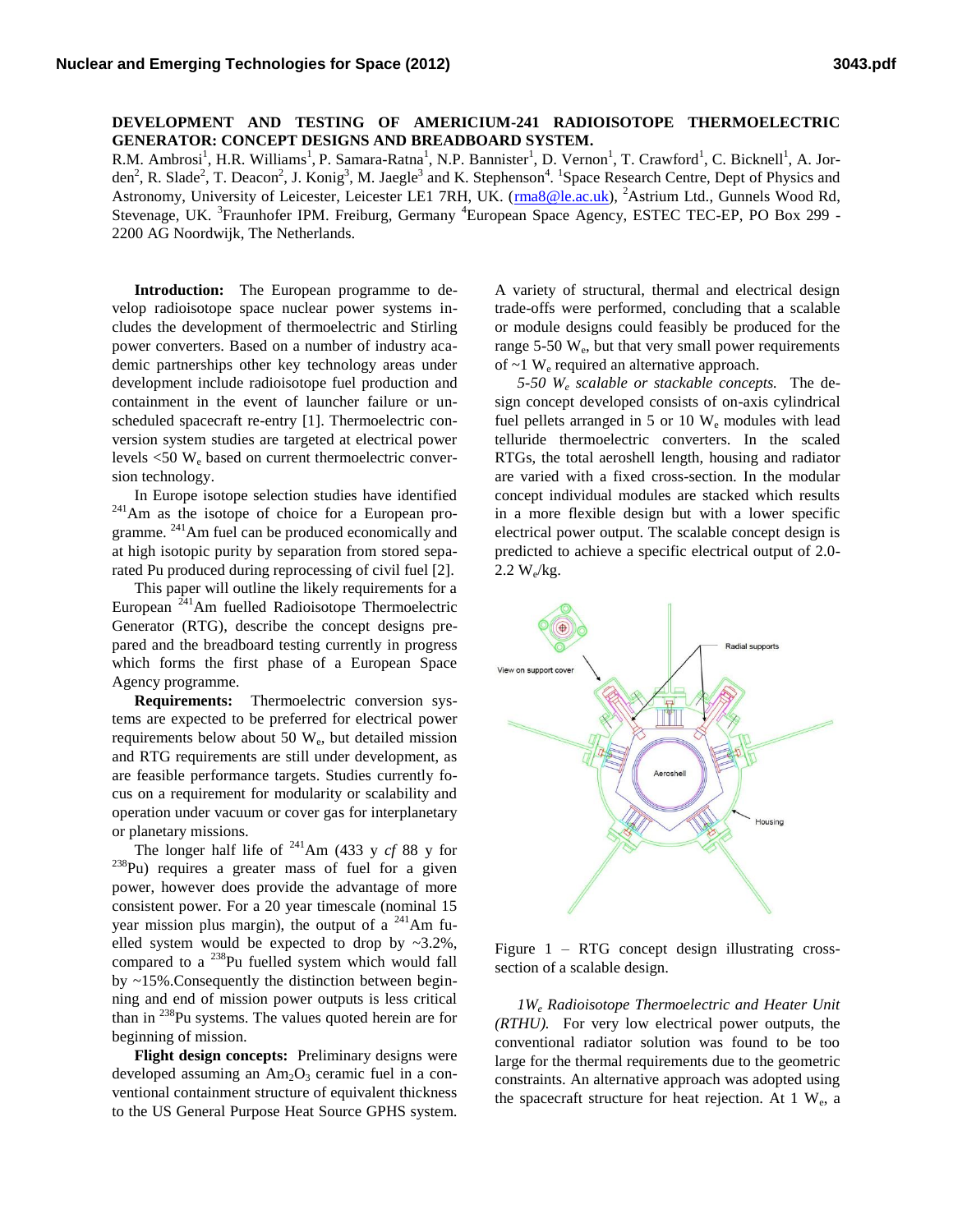# DEVELOPMENT AND TESTING OF AMERICIUM-241 RADIOISOTOPE THERMOELECTRIC GENERATOR: CONCEPT DESIGNS AND BREADBOARD SYSTEM.

R.M. Ambrosi[1], H.R. Williams[1], P. Samara-Ratna[1], N.P. Bannister[1], D. Vernon[1], T. Crawford[1], C. Bicknell[1], A. Jorden[2], R. Slade[2], T. Deacon[2], J. Konig[3], M. Jaegle[3] and K. Stephenson[4]. [1]Space Research Centre, Dept of Physics and Astronomy, University of Leicester, Leicester LE1 7RH, UK. (rma8@le.ac.uk), [2]Astrium Ltd., Gunnels Wood Rd, Stevenage, UK. [3]Fraunhofer IPM. Freiburg, Germany [4]European Space Agency, ESTEC TEC-EP, PO Box 299 - 2200 AG Noordwijk, The Netherlands.

**Introduction:** The European programme to develop radioisotope space nuclear power systems includes the development of thermoelectric and Stirling power converters. Based on a number of industry academic partnerships other key technology areas under development include radioisotope fuel production and containment in the event of launcher failure or unscheduled spacecraft re-entry [1]. Thermoelectric conversion system studies are targeted at electrical power levels <50 $W_e$ based on current thermoelectric conversion technology.

In Europe isotope selection studies have identified $^{241}$Am as the isotope of choice for a European programme. $^{241}$Am fuel can be produced economically and at high isotopic purity by separation from stored separated Pu produced during reprocessing of civil fuel [2].

This paper will outline the likely requirements for a European $^{241}$Am fuelled Radioisotope Thermoelectric Generator (RTG), describe the concept designs prepared and the breadboard testing currently in progress which forms the first phase of a European Space Agency programme.

**Requirements:** Thermoelectric conversion systems are expected to be preferred for electrical power requirements below about 50 $W_e$, but detailed mission and RTG requirements are still under development, as are feasible performance targets. Studies currently focus on a requirement for modularity or scalability and operation under vacuum or cover gas for interplanetary or planetary missions.

The longer half life of $^{241}$Am (433 y *cf* 88 y for $^{238}$Pu) requires a greater mass of fuel for a given power, however does provide the advantage of more consistent power. For a 20 year timescale (nominal 15 year mission plus margin), the output of a $^{241}$Am fuelled system would be expected to drop by ~3.2%, compared to a $^{238}$Pu fuelled system which would fall by ~15%.Consequently the distinction between beginning and end of mission power outputs is less critical than in $^{238}$Pu systems. The values quoted herein are for beginning of mission.

**Flight design concepts:** Preliminary designs were developed assuming an $Am_2O_3$ ceramic fuel in a conventional containment structure of equivalent thickness to the US General Purpose Heat Source GPHS system. A variety of structural, thermal and electrical design trade-offs were performed, concluding that a scalable or module designs could feasibly be produced for the range 5-50 $W_e$, but that very small power requirements of ~1 $W_e$ required an alternative approach.

*5-50 $W_e$ scalable or stackable concepts.* The design concept developed consists of on-axis cylindrical fuel pellets arranged in 5 or 10 $W_e$ modules with lead telluride thermoelectric converters. In the scaled RTGs, the total aeroshell length, housing and radiator are varied with a fixed cross-section. In the modular concept individual modules are stacked which results in a more flexible design but with a lower specific electrical power output. The scalable concept design is predicted to achieve a specific electrical output of 2.0-2.2 $W_e$/kg.

Figure 1 – RTG concept design illustrating cross-section of a scalable design.

*1$W_e$ Radioisotope Thermoelectric and Heater Unit (RTHU).* For very low electrical power outputs, the conventional radiator solution was found to be too large for the thermal requirements due to the geometric constraints. An alternative approach was adopted using the spacecraft structure for heat rejection. At 1 $W_e$, a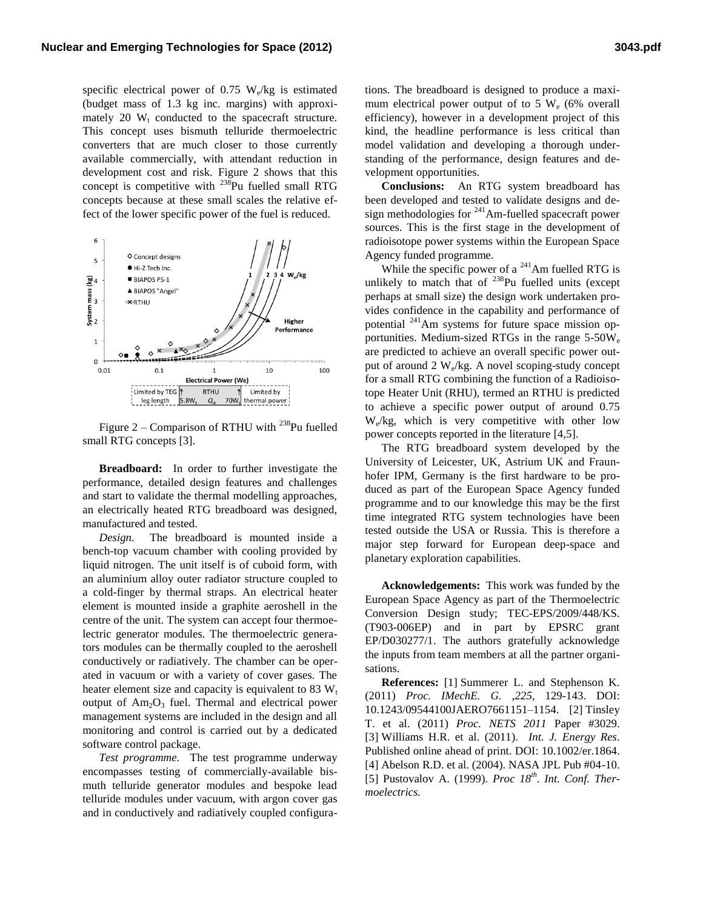specific electrical power of 0.75 $W_e$/kg is estimated (budget mass of 1.3 kg inc. margins) with approximately 20 $W_t$ conducted to the spacecraft structure. This concept uses bismuth telluride thermoelectric converters that are much closer to those currently available commercially, with attendant reduction in development cost and risk. Figure 2 shows that this concept is competitive with $^{238}$Pu fuelled small RTG concepts because at these small scales the relative effect of the lower specific power of the fuel is reduced.

6
5
4
3
2
1
0
System mass (kg)
0.01
0.1
1
10
100
Electrical Power (We)
◇ Concept designs
● Hi-Z Tech Inc.
■ BIAPOS PS-1
▲ BIAPOS "Angel"
× RTHU
1 2 3 4 $W_e$/kg
Higher Performance
Limited by TEG leg length
5.8$W_t$
RTHU
$Q_A$
70$W_t$
Limited by thermal power

Figure 2 – Comparison of RTHU with $^{238}$Pu fuelled small RTG concepts [3].

**Breadboard:** In order to further investigate the performance, detailed design features and challenges and start to validate the thermal modelling approaches, an electrically heated RTG breadboard was designed, manufactured and tested.

*Design.* The breadboard is mounted inside a bench-top vacuum chamber with cooling provided by liquid nitrogen. The unit itself is of cuboid form, with an aluminium alloy outer radiator structure coupled to a cold-finger by thermal straps. An electrical heater element is mounted inside a graphite aeroshell in the centre of the unit. The system can accept four thermoelectric generator modules. The thermoelectric generators modules can be thermally coupled to the aeroshell conductively or radiatively. The chamber can be operated in vacuum or with a variety of cover gases. The heater element size and capacity is equivalent to 83 $W_t$ output of $Am_2O_3$ fuel. Thermal and electrical power management systems are included in the design and all monitoring and control is carried out by a dedicated software control package.

*Test programme.* The test programme underway encompasses testing of commercially-available bismuth telluride generator modules and bespoke lead telluride modules under vacuum, with argon cover gas and in conductively and radiatively coupled configurations. The breadboard is designed to produce a maximum electrical power output of to 5 $W_e$ (6% overall efficiency), however in a development project of this kind, the headline performance is less critical than model validation and developing a thorough understanding of the performance, design features and development opportunities.

**Conclusions:** An RTG system breadboard has been developed and tested to validate designs and design methodologies for $^{241}$Am-fuelled spacecraft power sources. This is the first stage in the development of radioisotope power systems within the European Space Agency funded programme.

While the specific power of a $^{241}$Am fuelled RTG is unlikely to match that of $^{238}$Pu fuelled units (except perhaps at small size) the design work undertaken provides confidence in the capability and performance of potential $^{241}$Am systems for future space mission opportunities. Medium-sized RTGs in the range 5-50$W_e$ are predicted to achieve an overall specific power output of around 2 $W_e$/kg. A novel scoping-study concept for a small RTG combining the function of a Radioisotope Heater Unit (RHU), termed an RTHU is predicted to achieve a specific power output of around 0.75 $W_e$/kg, which is very competitive with other low power concepts reported in the literature [4,5].

The RTG breadboard system developed by the University of Leicester, UK, Astrium UK and Fraunhofer IPM, Germany is the first hardware to be produced as part of the European Space Agency funded programme and to our knowledge this may be the first time integrated RTG system technologies have been tested outside the USA or Russia. This is therefore a major step forward for European deep-space and planetary exploration capabilities.

**Acknowledgements:** This work was funded by the European Space Agency as part of the Thermoelectric Conversion Design study; TEC-EPS/2009/448/KS. (T903-006EP) and in part by EPSRC grant EP/D030277/1. The authors gratefully acknowledge the inputs from team members at all the partner organisations.

**References:** [1] Summerer L. and Stephenson K. (2011) *Proc. IMechE. G. ,225,* 129-143. DOI: 10.1243/09544100JAERO7661151–1154. [2] Tinsley T. et al. (2011) *Proc. NETS 2011* Paper #3029. [3] Williams H.R. et al. (2011). *Int. J. Energy Res*. Published online ahead of print. DOI: 10.1002/er.1864. [4] Abelson R.D. et al. (2004). NASA JPL Pub #04-10. [5] Pustovalov A. (1999). *Proc 18th. Int. Conf. Thermoelectrics.*